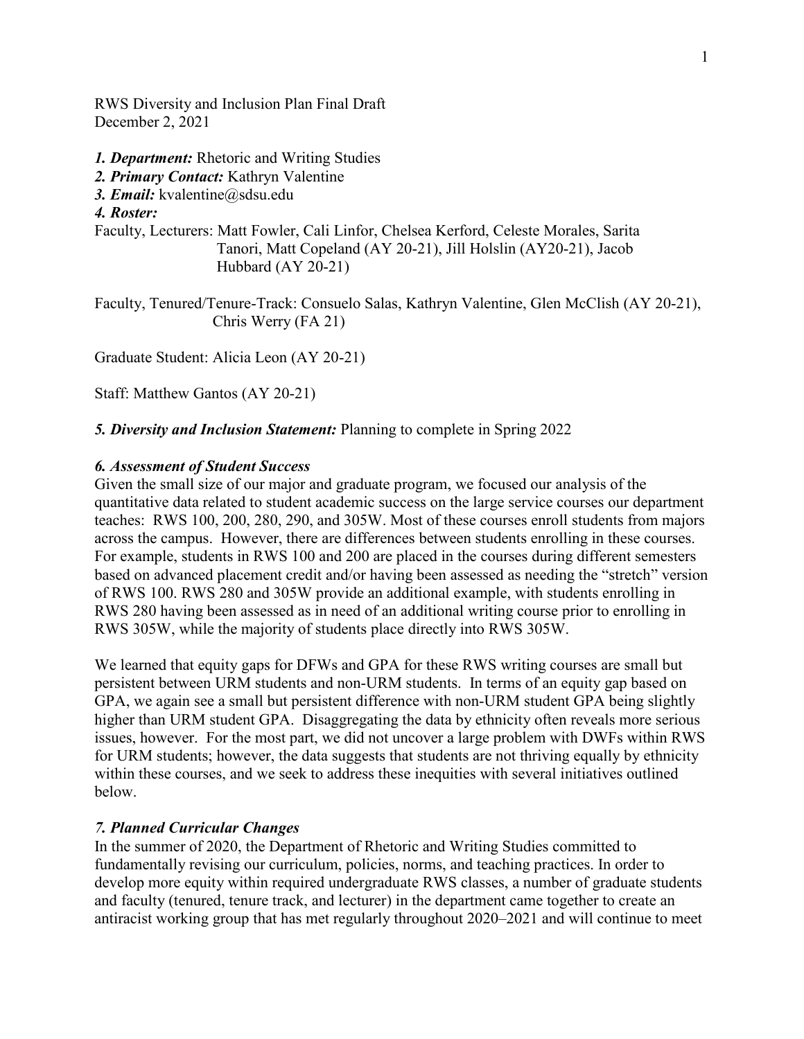RWS Diversity and Inclusion Plan Final Draft
December 2, 2021

***1. Department:*** Rhetoric and Writing Studies
***2. Primary Contact:*** Kathryn Valentine
***3. Email:*** kvalentine@sdsu.edu
***4. Roster:***

Faculty, Lecturers: Matt Fowler, Cali Linfor, Chelsea Kerford, Celeste Morales, Sarita Tanori, Matt Copeland (AY 20-21), Jill Holslin (AY20-21), Jacob Hubbard (AY 20-21)

Faculty, Tenured/Tenure-Track: Consuelo Salas, Kathryn Valentine, Glen McClish (AY 20-21), Chris Werry (FA 21)

Graduate Student: Alicia Leon (AY 20-21)

Staff: Matthew Gantos (AY 20-21)

***5. Diversity and Inclusion Statement:*** Planning to complete in Spring 2022

***6. Assessment of Student Success***

Given the small size of our major and graduate program, we focused our analysis of the quantitative data related to student academic success on the large service courses our department teaches: RWS 100, 200, 280, 290, and 305W. Most of these courses enroll students from majors across the campus. However, there are differences between students enrolling in these courses. For example, students in RWS 100 and 200 are placed in the courses during different semesters based on advanced placement credit and/or having been assessed as needing the "stretch" version of RWS 100. RWS 280 and 305W provide an additional example, with students enrolling in RWS 280 having been assessed as in need of an additional writing course prior to enrolling in RWS 305W, while the majority of students place directly into RWS 305W.

We learned that equity gaps for DFWs and GPA for these RWS writing courses are small but persistent between URM students and non-URM students. In terms of an equity gap based on GPA, we again see a small but persistent difference with non-URM student GPA being slightly higher than URM student GPA. Disaggregating the data by ethnicity often reveals more serious issues, however. For the most part, we did not uncover a large problem with DWFs within RWS for URM students; however, the data suggests that students are not thriving equally by ethnicity within these courses, and we seek to address these inequities with several initiatives outlined below.

***7. Planned Curricular Changes***

In the summer of 2020, the Department of Rhetoric and Writing Studies committed to fundamentally revising our curriculum, policies, norms, and teaching practices. In order to develop more equity within required undergraduate RWS classes, a number of graduate students and faculty (tenured, tenure track, and lecturer) in the department came together to create an antiracist working group that has met regularly throughout 2020–2021 and will continue to meet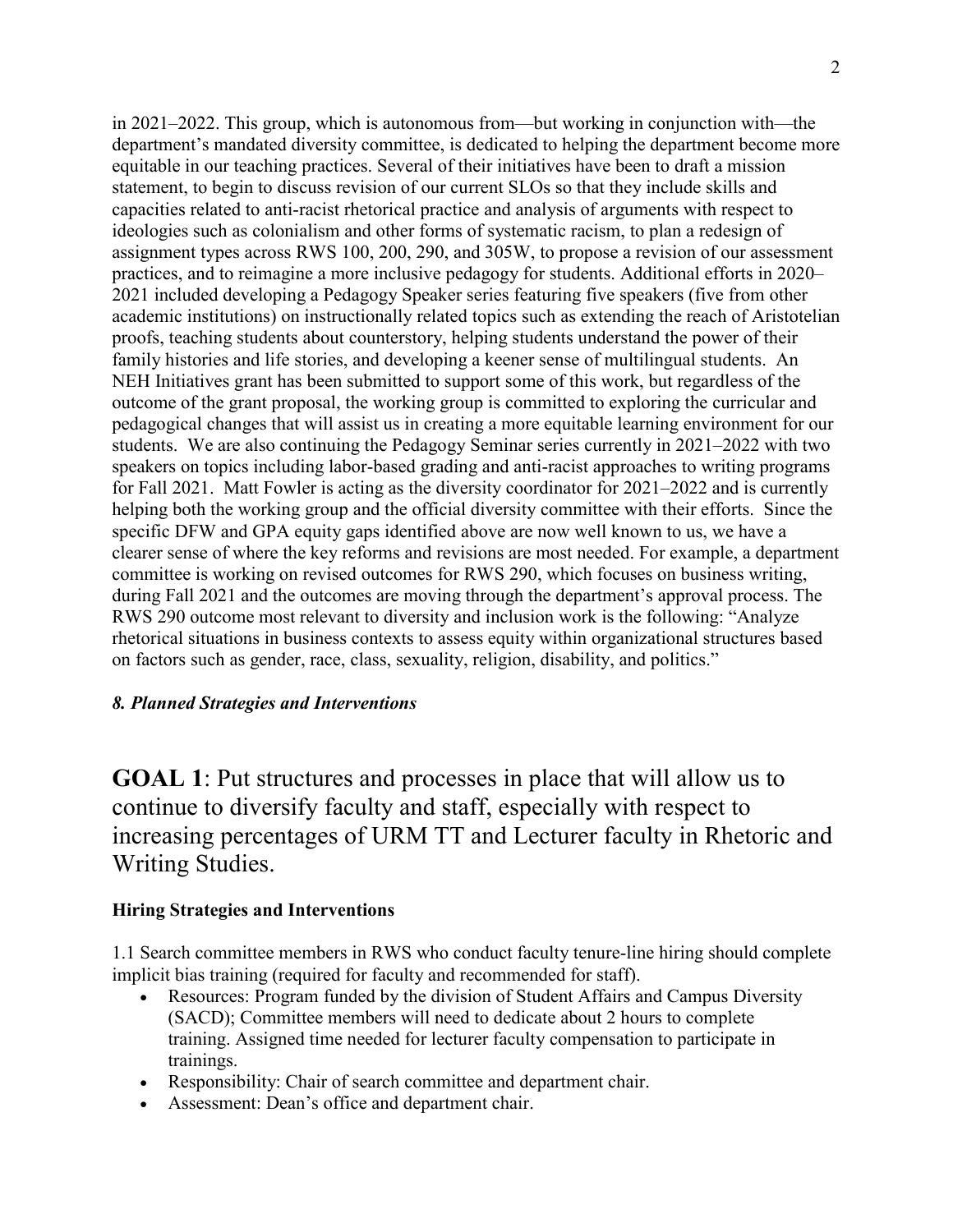in 2021–2022. This group, which is autonomous from—but working in conjunction with—the department's mandated diversity committee, is dedicated to helping the department become more equitable in our teaching practices. Several of their initiatives have been to draft a mission statement, to begin to discuss revision of our current SLOs so that they include skills and capacities related to anti-racist rhetorical practice and analysis of arguments with respect to ideologies such as colonialism and other forms of systematic racism, to plan a redesign of assignment types across RWS 100, 200, 290, and 305W, to propose a revision of our assessment practices, and to reimagine a more inclusive pedagogy for students. Additional efforts in 2020–2021 included developing a Pedagogy Speaker series featuring five speakers (five from other academic institutions) on instructionally related topics such as extending the reach of Aristotelian proofs, teaching students about counterstory, helping students understand the power of their family histories and life stories, and developing a keener sense of multilingual students. An NEH Initiatives grant has been submitted to support some of this work, but regardless of the outcome of the grant proposal, the working group is committed to exploring the curricular and pedagogical changes that will assist us in creating a more equitable learning environment for our students. We are also continuing the Pedagogy Seminar series currently in 2021–2022 with two speakers on topics including labor-based grading and anti-racist approaches to writing programs for Fall 2021. Matt Fowler is acting as the diversity coordinator for 2021–2022 and is currently helping both the working group and the official diversity committee with their efforts. Since the specific DFW and GPA equity gaps identified above are now well known to us, we have a clearer sense of where the key reforms and revisions are most needed. For example, a department committee is working on revised outcomes for RWS 290, which focuses on business writing, during Fall 2021 and the outcomes are moving through the department's approval process. The RWS 290 outcome most relevant to diversity and inclusion work is the following: "Analyze rhetorical situations in business contexts to assess equity within organizational structures based on factors such as gender, race, class, sexuality, religion, disability, and politics."

### *8. Planned Strategies and Interventions*

## **GOAL 1**: Put structures and processes in place that will allow us to continue to diversify faculty and staff, especially with respect to increasing percentages of URM TT and Lecturer faculty in Rhetoric and Writing Studies.

**Hiring Strategies and Interventions**

1.1 Search committee members in RWS who conduct faculty tenure-line hiring should complete implicit bias training (required for faculty and recommended for staff).

- Resources: Program funded by the division of Student Affairs and Campus Diversity (SACD); Committee members will need to dedicate about 2 hours to complete training. Assigned time needed for lecturer faculty compensation to participate in trainings.
- Responsibility: Chair of search committee and department chair.
- Assessment: Dean's office and department chair.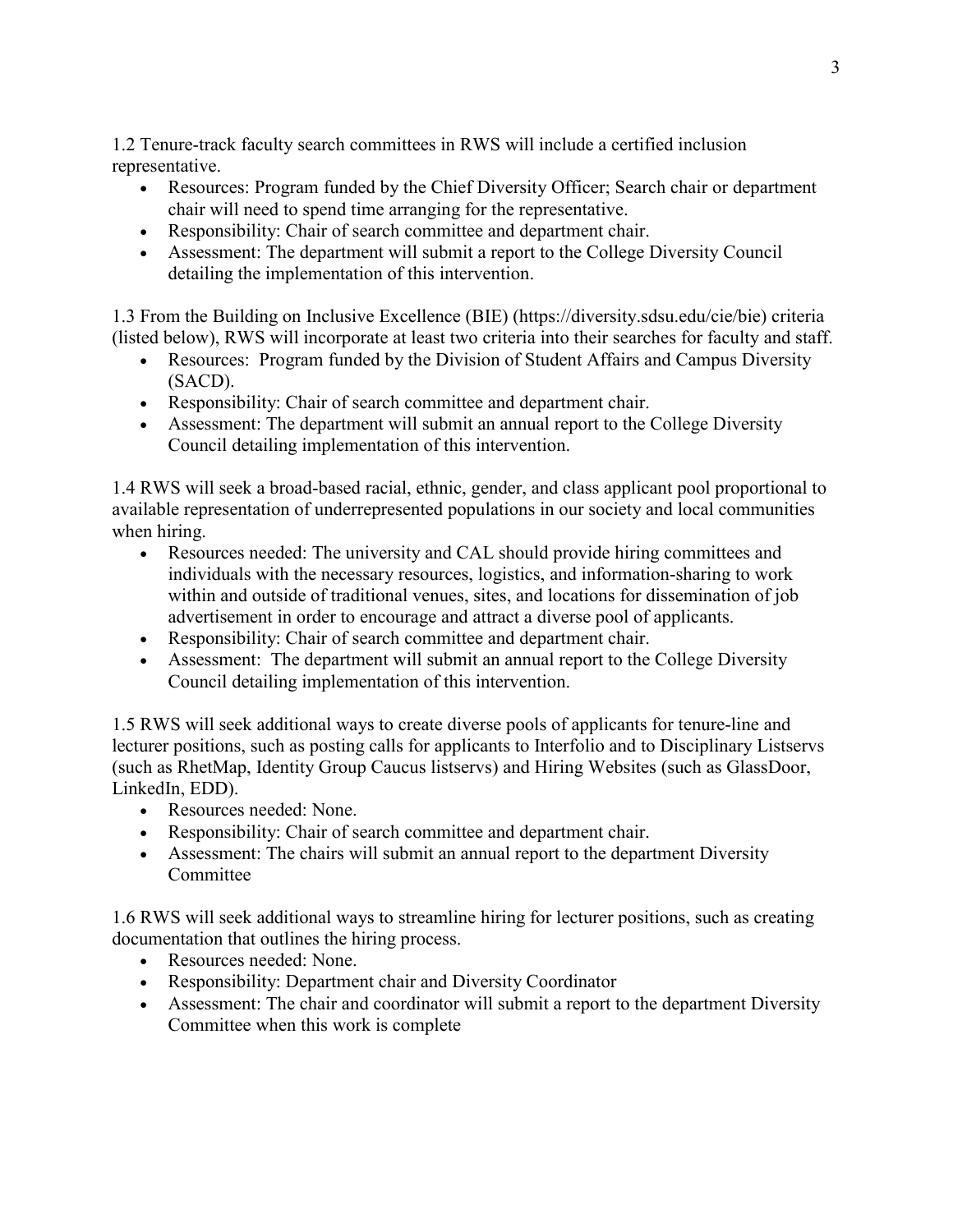1.2 Tenure-track faculty search committees in RWS will include a certified inclusion representative.

- Resources: Program funded by the Chief Diversity Officer; Search chair or department chair will need to spend time arranging for the representative.
- Responsibility: Chair of search committee and department chair.
- Assessment: The department will submit a report to the College Diversity Council detailing the implementation of this intervention.

1.3 From the Building on Inclusive Excellence (BIE) (https://diversity.sdsu.edu/cie/bie) criteria (listed below), RWS will incorporate at least two criteria into their searches for faculty and staff.

- Resources: Program funded by the Division of Student Affairs and Campus Diversity (SACD).
- Responsibility: Chair of search committee and department chair.
- Assessment: The department will submit an annual report to the College Diversity Council detailing implementation of this intervention.

1.4 RWS will seek a broad-based racial, ethnic, gender, and class applicant pool proportional to available representation of underrepresented populations in our society and local communities when hiring.

- Resources needed: The university and CAL should provide hiring committees and individuals with the necessary resources, logistics, and information-sharing to work within and outside of traditional venues, sites, and locations for dissemination of job advertisement in order to encourage and attract a diverse pool of applicants.
- Responsibility: Chair of search committee and department chair.
- Assessment: The department will submit an annual report to the College Diversity Council detailing implementation of this intervention.

1.5 RWS will seek additional ways to create diverse pools of applicants for tenure-line and lecturer positions, such as posting calls for applicants to Interfolio and to Disciplinary Listservs (such as RhetMap, Identity Group Caucus listservs) and Hiring Websites (such as GlassDoor, LinkedIn, EDD).

- Resources needed: None.
- Responsibility: Chair of search committee and department chair.
- Assessment: The chairs will submit an annual report to the department Diversity Committee

1.6 RWS will seek additional ways to streamline hiring for lecturer positions, such as creating documentation that outlines the hiring process.

- Resources needed: None.
- Responsibility: Department chair and Diversity Coordinator
- Assessment: The chair and coordinator will submit a report to the department Diversity Committee when this work is complete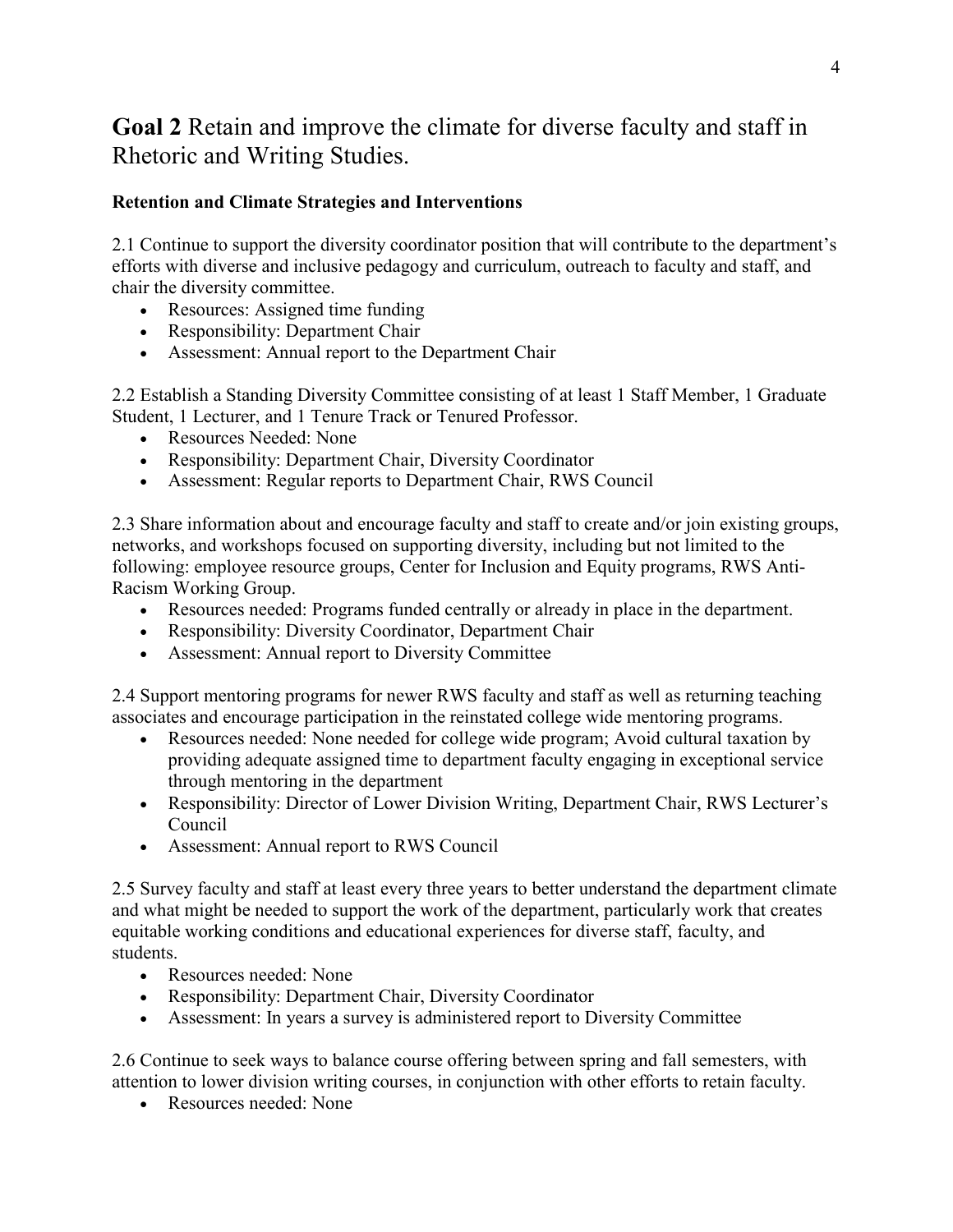## **Goal 2** Retain and improve the climate for diverse faculty and staff in Rhetoric and Writing Studies.

**Retention and Climate Strategies and Interventions**

2.1 Continue to support the diversity coordinator position that will contribute to the department's efforts with diverse and inclusive pedagogy and curriculum, outreach to faculty and staff, and chair the diversity committee.

- Resources: Assigned time funding
- Responsibility: Department Chair
- Assessment: Annual report to the Department Chair

2.2 Establish a Standing Diversity Committee consisting of at least 1 Staff Member, 1 Graduate Student, 1 Lecturer, and 1 Tenure Track or Tenured Professor.

- Resources Needed: None
- Responsibility: Department Chair, Diversity Coordinator
- Assessment: Regular reports to Department Chair, RWS Council

2.3 Share information about and encourage faculty and staff to create and/or join existing groups, networks, and workshops focused on supporting diversity, including but not limited to the following: employee resource groups, Center for Inclusion and Equity programs, RWS Anti-Racism Working Group.

- Resources needed: Programs funded centrally or already in place in the department.
- Responsibility: Diversity Coordinator, Department Chair
- Assessment: Annual report to Diversity Committee

2.4 Support mentoring programs for newer RWS faculty and staff as well as returning teaching associates and encourage participation in the reinstated college wide mentoring programs.

- Resources needed: None needed for college wide program; Avoid cultural taxation by providing adequate assigned time to department faculty engaging in exceptional service through mentoring in the department
- Responsibility: Director of Lower Division Writing, Department Chair, RWS Lecturer's Council
- Assessment: Annual report to RWS Council

2.5 Survey faculty and staff at least every three years to better understand the department climate and what might be needed to support the work of the department, particularly work that creates equitable working conditions and educational experiences for diverse staff, faculty, and students.

- Resources needed: None
- Responsibility: Department Chair, Diversity Coordinator
- Assessment: In years a survey is administered report to Diversity Committee

2.6 Continue to seek ways to balance course offering between spring and fall semesters, with attention to lower division writing courses, in conjunction with other efforts to retain faculty.

- Resources needed: None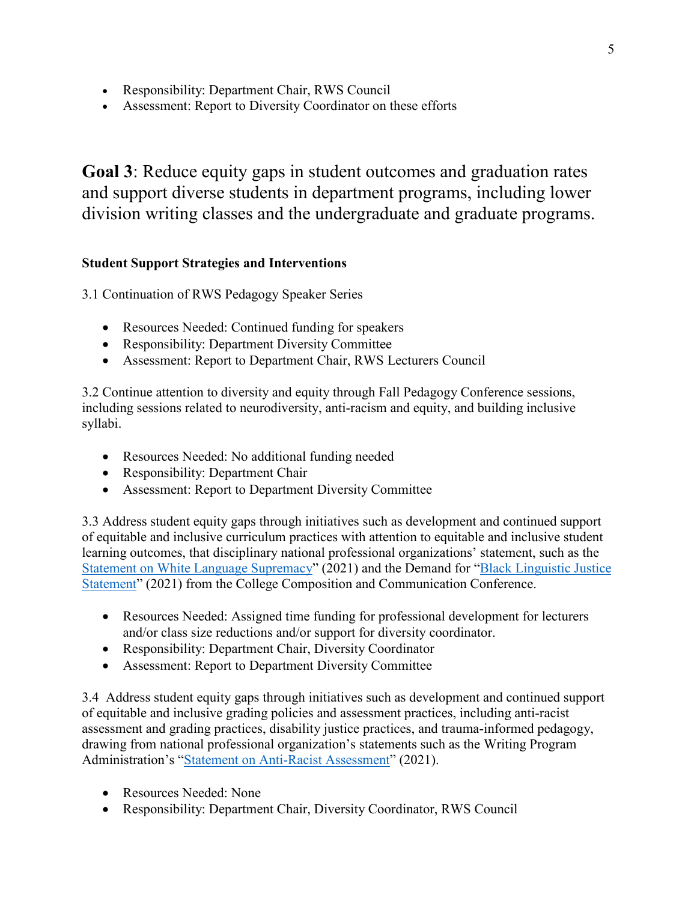- Responsibility: Department Chair, RWS Council
- Assessment: Report to Diversity Coordinator on these efforts

## **Goal 3**: Reduce equity gaps in student outcomes and graduation rates and support diverse students in department programs, including lower division writing classes and the undergraduate and graduate programs.

**Student Support Strategies and Interventions**

3.1 Continuation of RWS Pedagogy Speaker Series

- Resources Needed: Continued funding for speakers
- Responsibility: Department Diversity Committee
- Assessment: Report to Department Chair, RWS Lecturers Council

3.2 Continue attention to diversity and equity through Fall Pedagogy Conference sessions, including sessions related to neurodiversity, anti-racism and equity, and building inclusive syllabi.

- Resources Needed: No additional funding needed
- Responsibility: Department Chair
- Assessment: Report to Department Diversity Committee

3.3 Address student equity gaps through initiatives such as development and continued support of equitable and inclusive curriculum practices with attention to equitable and inclusive student learning outcomes, that disciplinary national professional organizations' statement, such as the Statement on White Language Supremacy" (2021) and the Demand for "Black Linguistic Justice Statement" (2021) from the College Composition and Communication Conference.

- Resources Needed: Assigned time funding for professional development for lecturers and/or class size reductions and/or support for diversity coordinator.
- Responsibility: Department Chair, Diversity Coordinator
- Assessment: Report to Department Diversity Committee

3.4 Address student equity gaps through initiatives such as development and continued support of equitable and inclusive grading policies and assessment practices, including anti-racist assessment and grading practices, disability justice practices, and trauma-informed pedagogy, drawing from national professional organization's statements such as the Writing Program Administration's "Statement on Anti-Racist Assessment" (2021).

- Resources Needed: None
- Responsibility: Department Chair, Diversity Coordinator, RWS Council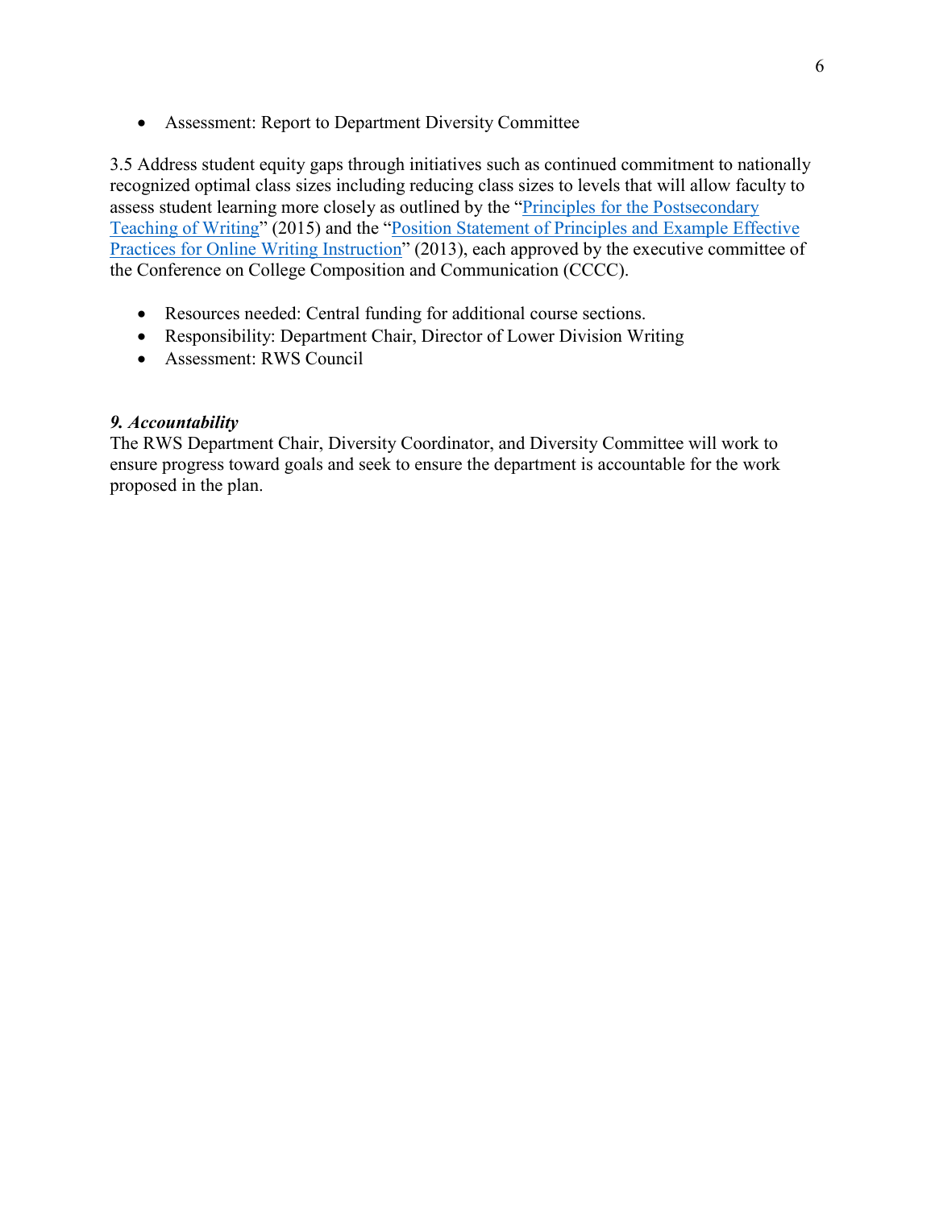- Assessment: Report to Department Diversity Committee

3.5 Address student equity gaps through initiatives such as continued commitment to nationally recognized optimal class sizes including reducing class sizes to levels that will allow faculty to assess student learning more closely as outlined by the "Principles for the Postsecondary Teaching of Writing" (2015) and the "Position Statement of Principles and Example Effective Practices for Online Writing Instruction" (2013), each approved by the executive committee of the Conference on College Composition and Communication (CCCC).

- Resources needed: Central funding for additional course sections.
- Responsibility: Department Chair, Director of Lower Division Writing
- Assessment: RWS Council

### *9. Accountability*

The RWS Department Chair, Diversity Coordinator, and Diversity Committee will work to ensure progress toward goals and seek to ensure the department is accountable for the work proposed in the plan.